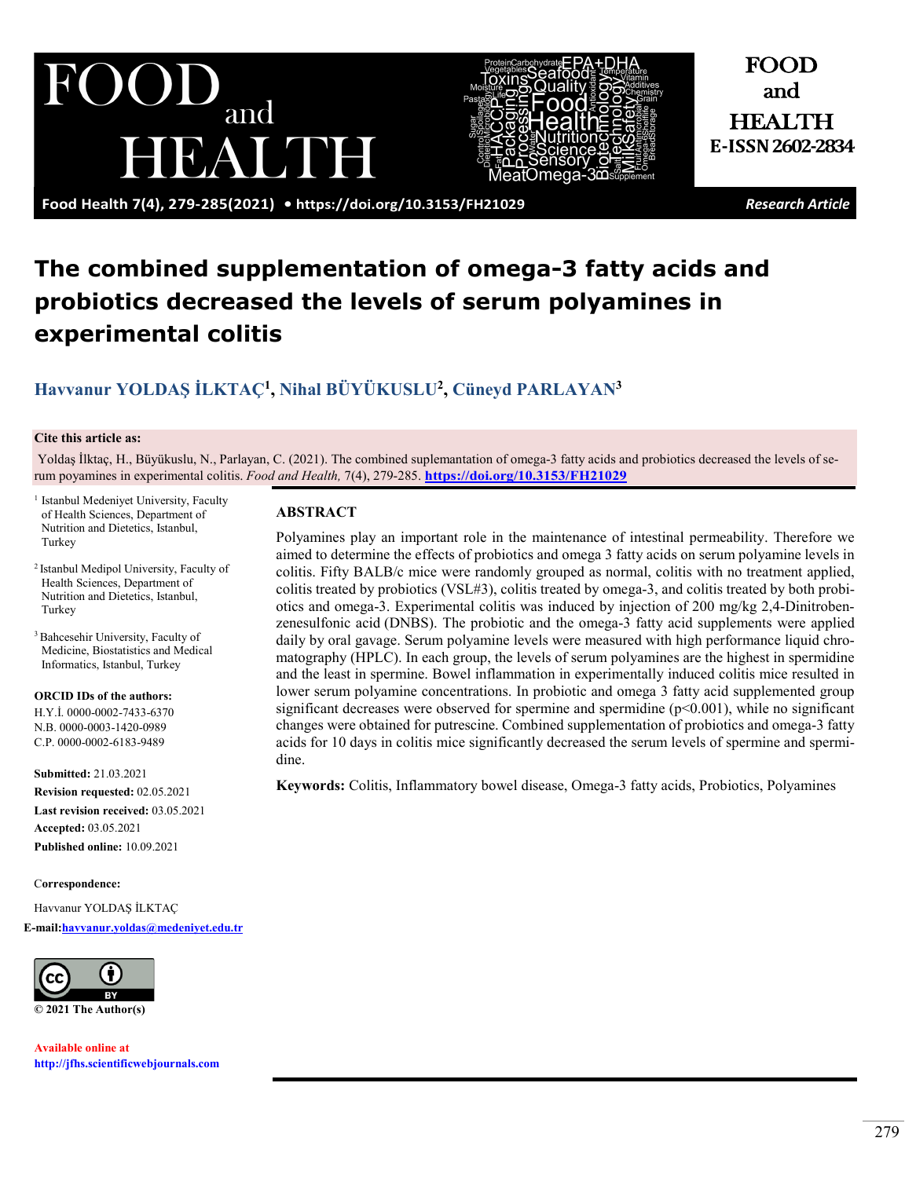Research Article

# The combined supplementation of omega-3 fatty acids and probiotics decreased the levels of serum polyamines in experimental colitis

**Havvanur YOLDAŞ İLKTAÇ[1], Nihal BÜYÜKUSLU[2], Cüneyd PARLAYAN[3]**

**Cite this article as:**

Yoldaş İlktaç, H., Büyükuslu, N., Parlayan, C. (2021). The combined suplemantation of omega-3 fatty acids and probiotics decreased the levels of serum poyamines in experimental colitis. *Food and Health,* 7(4), 279-285. **https://doi.org/10.3153/FH21029**

[1] Istanbul Medeniyet University, Faculty of Health Sciences, Department of Nutrition and Dietetics, Istanbul, Turkey

[2] Istanbul Medipol University, Faculty of Health Sciences, Department of Nutrition and Dietetics, Istanbul, Turkey

[3] Bahcesehir University, Faculty of Medicine, Biostatistics and Medical Informatics, Istanbul, Turkey

**ORCID IDs of the authors:**
H.Y.İ. 0000-0002-7433-6370
N.B. 0000-0003-1420-0989
C.P. 0000-0002-6183-9489

**Submitted:** 21.03.2021
**Revision requested:** 02.05.2021
**Last revision received:** 03.05.2021
**Accepted:** 03.05.2021
**Published online:** 10.09.2021

**Correspondence:**

Havvanur YOLDAŞ İLKTAÇ

**E-mail:** havvanur.yoldas@medeniyet.edu.tr

**© 2021 The Author(s)**

**Available online at**
**http://jfhs.scientificwebjournals.com**

## ABSTRACT

Polyamines play an important role in the maintenance of intestinal permeability. Therefore we aimed to determine the effects of probiotics and omega 3 fatty acids on serum polyamine levels in colitis. Fifty BALB/c mice were randomly grouped as normal, colitis with no treatment applied, colitis treated by probiotics (VSL#3), colitis treated by omega-3, and colitis treated by both probiotics and omega-3. Experimental colitis was induced by injection of 200 mg/kg 2,4-Dinitrobenzenesulfonic acid (DNBS). The probiotic and the omega-3 fatty acid supplements were applied daily by oral gavage. Serum polyamine levels were measured with high performance liquid chromatography (HPLC). In each group, the levels of serum polyamines are the highest in spermidine and the least in spermine. Bowel inflammation in experimentally induced colitis mice resulted in lower serum polyamine concentrations. In probiotic and omega 3 fatty acid supplemented group significant decreases were observed for spermine and spermidine ($p<0.001$), while no significant changes were obtained for putrescine. Combined supplementation of probiotics and omega-3 fatty acids for 10 days in colitis mice significantly decreased the serum levels of spermine and spermidine.

**Keywords:** Colitis, Inflammatory bowel disease, Omega-3 fatty acids, Probiotics, Polyamines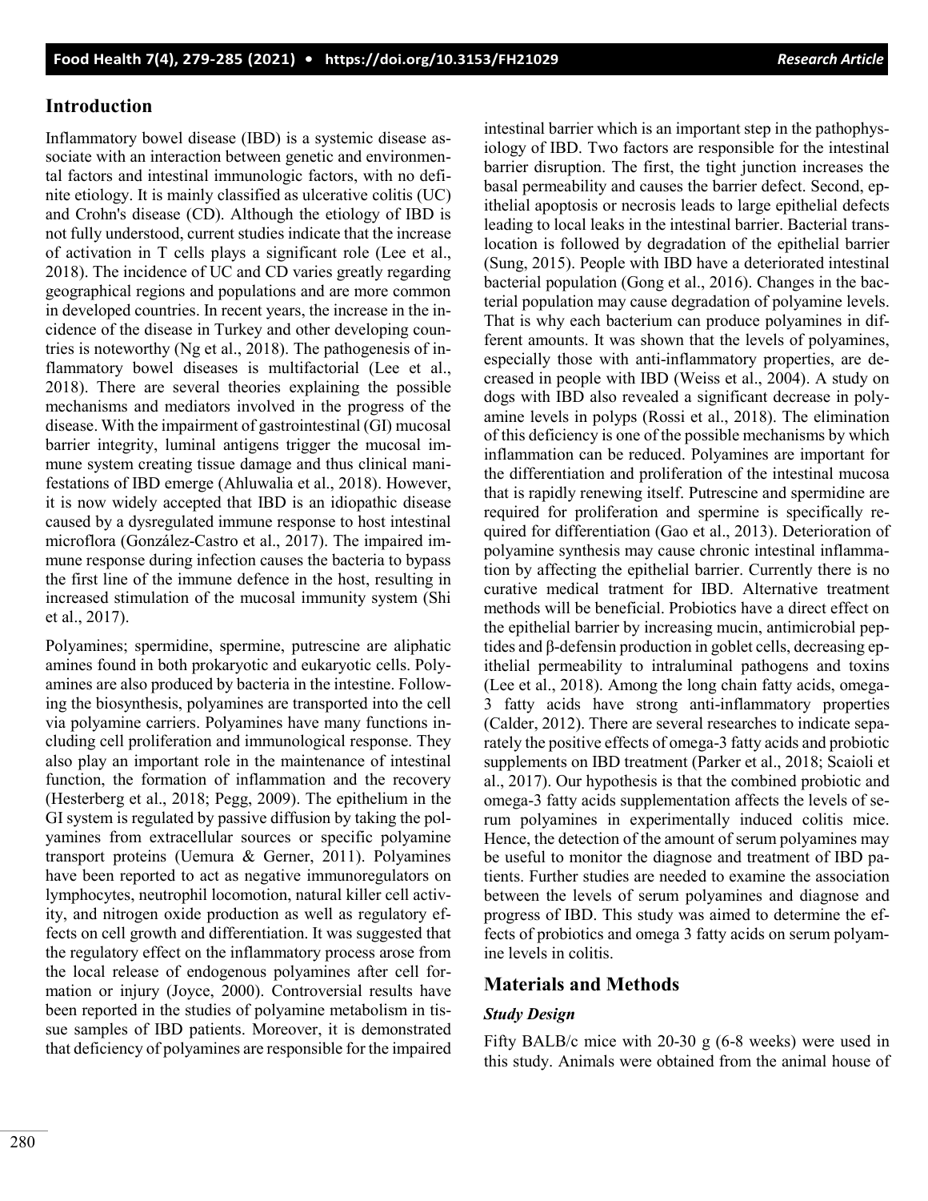## Introduction

Inflammatory bowel disease (IBD) is a systemic disease associate with an interaction between genetic and environmental factors and intestinal immunologic factors, with no definite etiology. It is mainly classified as ulcerative colitis (UC) and Crohn's disease (CD). Although the etiology of IBD is not fully understood, current studies indicate that the increase of activation in T cells plays a significant role (Lee et al., 2018). The incidence of UC and CD varies greatly regarding geographical regions and populations and are more common in developed countries. In recent years, the increase in the incidence of the disease in Turkey and other developing countries is noteworthy (Ng et al., 2018). The pathogenesis of inflammatory bowel diseases is multifactorial (Lee et al., 2018). There are several theories explaining the possible mechanisms and mediators involved in the progress of the disease. With the impairment of gastrointestinal (GI) mucosal barrier integrity, luminal antigens trigger the mucosal immune system creating tissue damage and thus clinical manifestations of IBD emerge (Ahluwalia et al., 2018). However, it is now widely accepted that IBD is an idiopathic disease caused by a dysregulated immune response to host intestinal microflora (González-Castro et al., 2017). The impaired immune response during infection causes the bacteria to bypass the first line of the immune defence in the host, resulting in increased stimulation of the mucosal immunity system (Shi et al., 2017).

Polyamines; spermidine, spermine, putrescine are aliphatic amines found in both prokaryotic and eukaryotic cells. Polyamines are also produced by bacteria in the intestine. Following the biosynthesis, polyamines are transported into the cell via polyamine carriers. Polyamines have many functions including cell proliferation and immunological response. They also play an important role in the maintenance of intestinal function, the formation of inflammation and the recovery (Hesterberg et al., 2018; Pegg, 2009). The epithelium in the GI system is regulated by passive diffusion by taking the polyamines from extracellular sources or specific polyamine transport proteins (Uemura & Gerner, 2011). Polyamines have been reported to act as negative immunoregulators on lymphocytes, neutrophil locomotion, natural killer cell activity, and nitrogen oxide production as well as regulatory effects on cell growth and differentiation. It was suggested that the regulatory effect on the inflammatory process arose from the local release of endogenous polyamines after cell formation or injury (Joyce, 2000). Controversial results have been reported in the studies of polyamine metabolism in tissue samples of IBD patients. Moreover, it is demonstrated that deficiency of polyamines are responsible for the impaired intestinal barrier which is an important step in the pathophysiology of IBD. Two factors are responsible for the intestinal barrier disruption. The first, the tight junction increases the basal permeability and causes the barrier defect. Second, epithelial apoptosis or necrosis leads to large epithelial defects leading to local leaks in the intestinal barrier. Bacterial translocation is followed by degradation of the epithelial barrier (Sung, 2015). People with IBD have a deteriorated intestinal bacterial population (Gong et al., 2016). Changes in the bacterial population may cause degradation of polyamine levels. That is why each bacterium can produce polyamines in different amounts. It was shown that the levels of polyamines, especially those with anti-inflammatory properties, are decreased in people with IBD (Weiss et al., 2004). A study on dogs with IBD also revealed a significant decrease in polyamine levels in polyps (Rossi et al., 2018). The elimination of this deficiency is one of the possible mechanisms by which inflammation can be reduced. Polyamines are important for the differentiation and proliferation of the intestinal mucosa that is rapidly renewing itself. Putrescine and spermidine are required for proliferation and spermine is specifically required for differentiation (Gao et al., 2013). Deterioration of polyamine synthesis may cause chronic intestinal inflammation by affecting the epithelial barrier. Currently there is no curative medical tratment for IBD. Alternative treatment methods will be beneficial. Probiotics have a direct effect on the epithelial barrier by increasing mucin, antimicrobial peptides and β-defensin production in goblet cells, decreasing epithelial permeability to intraluminal pathogens and toxins (Lee et al., 2018). Among the long chain fatty acids, omega-3 fatty acids have strong anti-inflammatory properties (Calder, 2012). There are several researches to indicate separately the positive effects of omega-3 fatty acids and probiotic supplements on IBD treatment (Parker et al., 2018; Scaioli et al., 2017). Our hypothesis is that the combined probiotic and omega-3 fatty acids supplementation affects the levels of serum polyamines in experimentally induced colitis mice. Hence, the detection of the amount of serum polyamines may be useful to monitor the diagnose and treatment of IBD patients. Further studies are needed to examine the association between the levels of serum polyamines and diagnose and progress of IBD. This study was aimed to determine the effects of probiotics and omega 3 fatty acids on serum polyamine levels in colitis.

## Materials and Methods

### *Study Design*

Fifty BALB/c mice with 20-30 g (6-8 weeks) were used in this study. Animals were obtained from the animal house of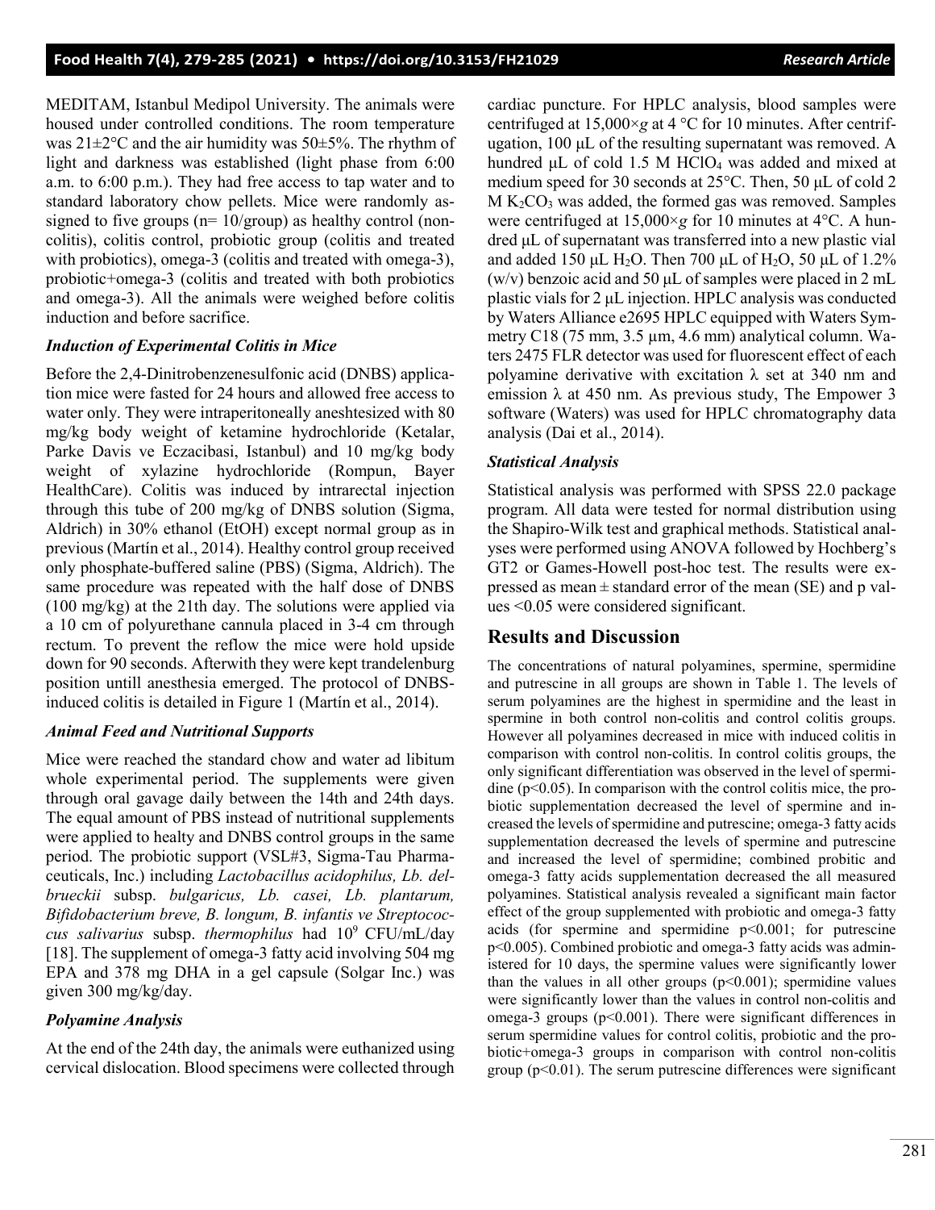MEDITAM, Istanbul Medipol University. The animals were housed under controlled conditions. The room temperature was 21±2°C and the air humidity was 50±5%. The rhythm of light and darkness was established (light phase from 6:00 a.m. to 6:00 p.m.). They had free access to tap water and to standard laboratory chow pellets. Mice were randomly assigned to five groups (n= 10/group) as healthy control (non-colitis), colitis control, probiotic group (colitis and treated with probiotics), omega-3 (colitis and treated with omega-3), probiotic+omega-3 (colitis and treated with both probiotics and omega-3). All the animals were weighed before colitis induction and before sacrifice.

### *Induction of Experimental Colitis in Mice*

Before the 2,4-Dinitrobenzenesulfonic acid (DNBS) application mice were fasted for 24 hours and allowed free access to water only. They were intraperitoneally aneshtesized with 80 mg/kg body weight of ketamine hydrochloride (Ketalar, Parke Davis ve Eczacibasi, Istanbul) and 10 mg/kg body weight of xylazine hydrochloride (Rompun, Bayer HealthCare). Colitis was induced by intrarectal injection through this tube of 200 mg/kg of DNBS solution (Sigma, Aldrich) in 30% ethanol (EtOH) except normal group as in previous (Martín et al., 2014). Healthy control group received only phosphate-buffered saline (PBS) (Sigma, Aldrich). The same procedure was repeated with the half dose of DNBS (100 mg/kg) at the 21th day. The solutions were applied via a 10 cm of polyurethane cannula placed in 3-4 cm through rectum. To prevent the reflow the mice were hold upside down for 90 seconds. Afterwith they were kept trandelenburg position untill anesthesia emerged. The protocol of DNBS-induced colitis is detailed in Figure 1 (Martín et al., 2014).

### *Animal Feed and Nutritional Supports*

Mice were reached the standard chow and water ad libitum whole experimental period. The supplements were given through oral gavage daily between the 14th and 24th days. The equal amount of PBS instead of nutritional supplements were applied to healty and DNBS control groups in the same period. The probiotic support (VSL#3, Sigma-Tau Pharmaceuticals, Inc.) including *Lactobacillus acidophilus, Lb. delbrueckii* subsp. *bulgaricus, Lb. casei, Lb. plantarum, Bifidobacterium breve, B. longum, B. infantis ve Streptococcus salivarius* subsp. *thermophilus* had $10^9$ CFU/mL/day [18]. The supplement of omega-3 fatty acid involving 504 mg EPA and 378 mg DHA in a gel capsule (Solgar Inc.) was given 300 mg/kg/day.

### *Polyamine Analysis*

At the end of the 24th day, the animals were euthanized using cervical dislocation. Blood specimens were collected through cardiac puncture. For HPLC analysis, blood samples were centrifuged at 15,000×*g* at 4 °C for 10 minutes. After centrifugation, 100 μL of the resulting supernatant was removed. A hundred μL of cold 1.5 M $HClO_4$ was added and mixed at medium speed for 30 seconds at 25°C. Then, 50 μL of cold 2 M $K_2CO_3$ was added, the formed gas was removed. Samples were centrifuged at 15,000×*g* for 10 minutes at 4°C. A hundred μL of supernatant was transferred into a new plastic vial and added 150 μL $H_2O$. Then 700 μL of $H_2O$, 50 μL of 1.2% (w/v) benzoic acid and 50 μL of samples were placed in 2 mL plastic vials for 2 μL injection. HPLC analysis was conducted by Waters Alliance e2695 HPLC equipped with Waters Symmetry C18 (75 mm, 3.5 μm, 4.6 mm) analytical column. Waters 2475 FLR detector was used for fluorescent effect of each polyamine derivative with excitation λ set at 340 nm and emission λ at 450 nm. As previous study, The Empower 3 software (Waters) was used for HPLC chromatography data analysis (Dai et al., 2014).

### *Statistical Analysis*

Statistical analysis was performed with SPSS 22.0 package program. All data were tested for normal distribution using the Shapiro-Wilk test and graphical methods. Statistical analyses were performed using ANOVA followed by Hochberg's GT2 or Games-Howell post-hoc test. The results were expressed as mean ± standard error of the mean (SE) and p values <0.05 were considered significant.

## Results and Discussion

The concentrations of natural polyamines, spermine, spermidine and putrescine in all groups are shown in Table 1. The levels of serum polyamines are the highest in spermidine and the least in spermine in both control non-colitis and control colitis groups. However all polyamines decreased in mice with induced colitis in comparison with control non-colitis. In control colitis groups, the only significant differentiation was observed in the level of spermidine ($p<0.05$). In comparison with the control colitis mice, the probiotic supplementation decreased the level of spermine and increased the levels of spermidine and putrescine; omega-3 fatty acids supplementation decreased the levels of spermine and putrescine and increased the level of spermidine; combined probitic and omega-3 fatty acids supplementation decreased the all measured polyamines. Statistical analysis revealed a significant main factor effect of the group supplemented with probiotic and omega-3 fatty acids (for spermine and spermidine $p<0.001$; for putrescine $p<0.005$). Combined probiotic and omega-3 fatty acids was administered for 10 days, the spermine values were significantly lower than the values in all other groups ($p<0.001$); spermidine values were significantly lower than the values in control non-colitis and omega-3 groups ($p<0.001$). There were significant differences in serum spermidine values for control colitis, probiotic and the probiotic+omega-3 groups in comparison with control non-colitis group ($p<0.01$). The serum putrescine differences were significant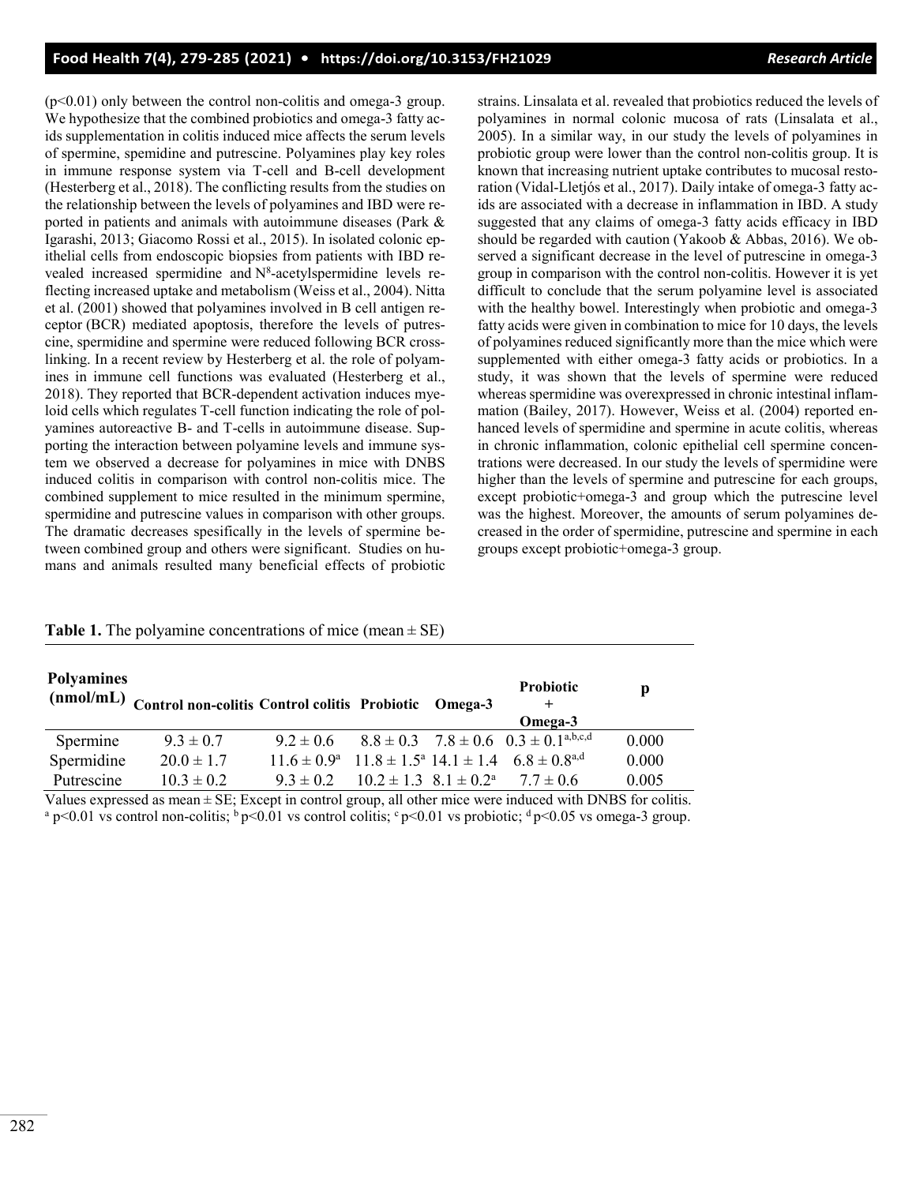($p<0.01$) only between the control non-colitis and omega-3 group. We hypothesize that the combined probiotics and omega-3 fatty acids supplementation in colitis induced mice affects the serum levels of spermine, spemidine and putrescine. Polyamines play key roles in immune response system via T-cell and B-cell development (Hesterberg et al., 2018). The conflicting results from the studies on the relationship between the levels of polyamines and IBD were reported in patients and animals with autoimmune diseases (Park & Igarashi, 2013; Giacomo Rossi et al., 2015). In isolated colonic epithelial cells from endoscopic biopsies from patients with IBD revealed increased spermidine and $N^8$-acetylspermidine levels reflecting increased uptake and metabolism (Weiss et al., 2004). Nitta et al. (2001) showed that polyamines involved in B cell antigen receptor (BCR) mediated apoptosis, therefore the levels of putrescine, spermidine and spermine were reduced following BCR crosslinking. In a recent review by Hesterberg et al. the role of polyamines in immune cell functions was evaluated (Hesterberg et al., 2018). They reported that BCR-dependent activation induces myeloid cells which regulates T-cell function indicating the role of polyamines autoreactive B- and T-cells in autoimmune disease. Supporting the interaction between polyamine levels and immune system we observed a decrease for polyamines in mice with DNBS induced colitis in comparison with control non-colitis mice. The combined supplement to mice resulted in the minimum spermine, spermidine and putrescine values in comparison with other groups. The dramatic decreases spesifically in the levels of spermine between combined group and others were significant. Studies on humans and animals resulted many beneficial effects of probiotic strains. Linsalata et al. revealed that probiotics reduced the levels of polyamines in normal colonic mucosa of rats (Linsalata et al., 2005). In a similar way, in our study the levels of polyamines in probiotic group were lower than the control non-colitis group. It is known that increasing nutrient uptake contributes to mucosal restoration (Vidal-Lletjós et al., 2017). Daily intake of omega-3 fatty acids are associated with a decrease in inflammation in IBD. A study suggested that any claims of omega-3 fatty acids efficacy in IBD should be regarded with caution (Yakoob & Abbas, 2016). We observed a significant decrease in the level of putrescine in omega-3 group in comparison with the control non-colitis. However it is yet difficult to conclude that the serum polyamine level is associated with the healthy bowel. Interestingly when probiotic and omega-3 fatty acids were given in combination to mice for 10 days, the levels of polyamines reduced significantly more than the mice which were supplemented with either omega-3 fatty acids or probiotics. In a study, it was shown that the levels of spermine were reduced whereas spermidine was overexpressed in chronic intestinal inflammation (Bailey, 2017). However, Weiss et al. (2004) reported enhanced levels of spermidine and spermine in acute colitis, whereas in chronic inflammation, colonic epithelial cell spermine concentrations were decreased. In our study the levels of spermidine were higher than the levels of spermine and putrescine for each groups, except probiotic+omega-3 and group which the putrescine level was the highest. Moreover, the amounts of serum polyamines decreased in the order of spermidine, putrescine and spermine in each groups except probiotic+omega-3 group.

**Table 1.** The polyamine concentrations of mice (mean ± SE)

| Polyamines (nmol/mL) | Control non-colitis | Control colitis | Probiotic | Omega-3 | Probiotic + Omega-3 | p |
|---|---|---|---|---|---|---|
| Spermine | 9.3 ± 0.7 | 9.2 ± 0.6 | 8.8 ± 0.3 | 7.8 ± 0.6 | 0.3 ± 0.1[a,b,c,d] | 0.000 |
| Spermidine | 20.0 ± 1.7 | 11.6 ± 0.9[a] | 11.8 ± 1.5[a] | 14.1 ± 1.4 | 6.8 ± 0.8[a,d] | 0.000 |
| Putrescine | 10.3 ± 0.2 | 9.3 ± 0.2 | 10.2 ± 1.3 | 8.1 ± 0.2[a] | 7.7 ± 0.6 | 0.005 |

Values expressed as mean ± SE; Except in control group, all other mice were induced with DNBS for colitis.
[a] $p<0.01$ vs control non-colitis; [b] $p<0.01$ vs control colitis; [c] $p<0.01$ vs probiotic; [d] $p<0.05$ vs omega-3 group.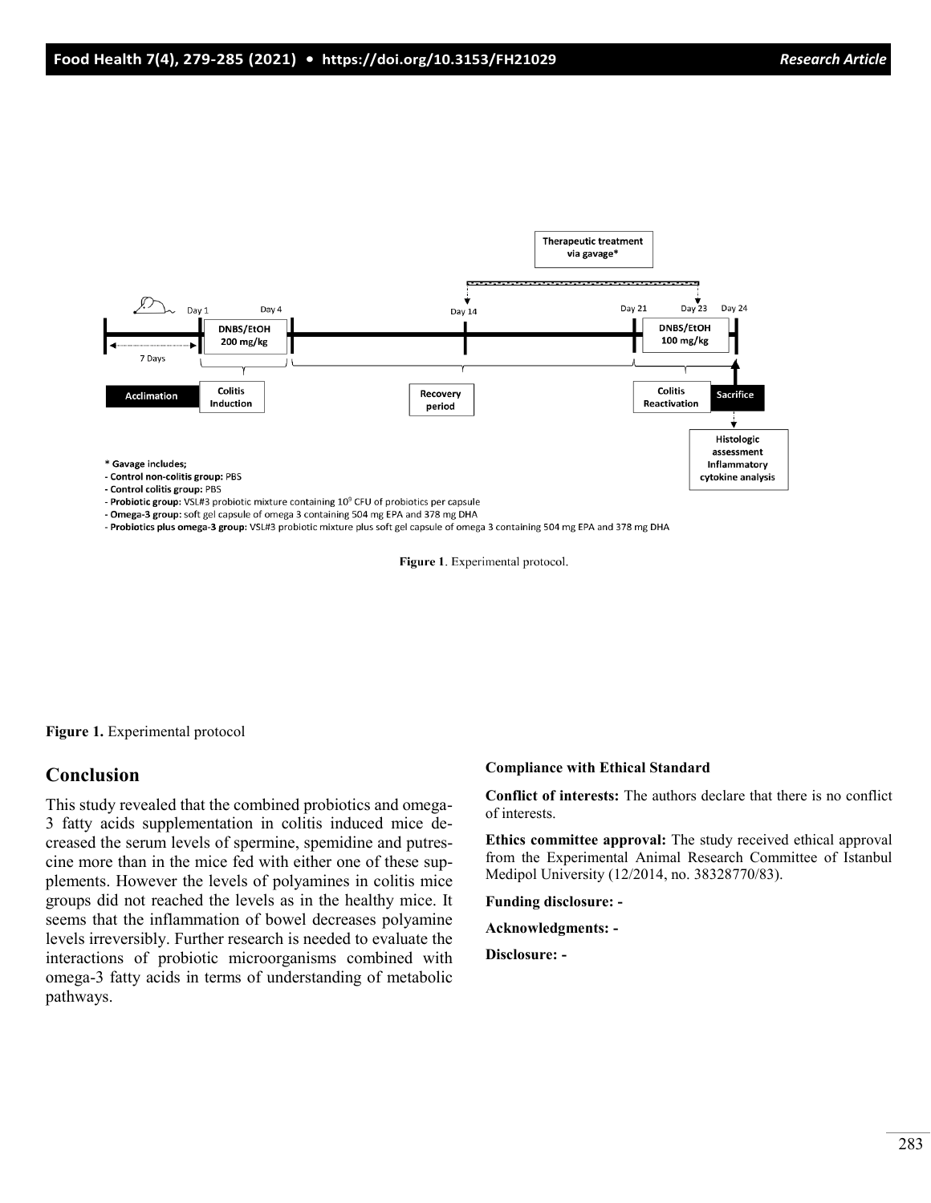* Gavage includes;
- **Control non-colitis group:** PBS
- **Control colitis group:** PBS
- **Probiotic group:** VSL#3 probiotic mixture containing $10^9$ CFU of probiotics per capsule
- **Omega-3 group:** soft gel capsule of omega 3 containing 504 mg EPA and 378 mg DHA
- **Probiotics plus omega-3 group:** VSL#3 probiotic mixture plus soft gel capsule of omega 3 containing 504 mg EPA and 378 mg DHA

**Figure 1**. Experimental protocol.

**Figure 1.** Experimental protocol

## Conclusion

This study revealed that the combined probiotics and omega-3 fatty acids supplementation in colitis induced mice decreased the serum levels of spermine, spemidine and putrescine more than in the mice fed with either one of these supplements. However the levels of polyamines in colitis mice groups did not reached the levels as in the healthy mice. It seems that the inflammation of bowel decreases polyamine levels irreversibly. Further research is needed to evaluate the interactions of probiotic microorganisms combined with omega-3 fatty acids in terms of understanding of metabolic pathways.

**Compliance with Ethical Standard**

**Conflict of interests:** The authors declare that there is no conflict of interests.

**Ethics committee approval:** The study received ethical approval from the Experimental Animal Research Committee of Istanbul Medipol University (12/2014, no. 38328770/83).

**Funding disclosure:** -

**Acknowledgments:** -

**Disclosure:** -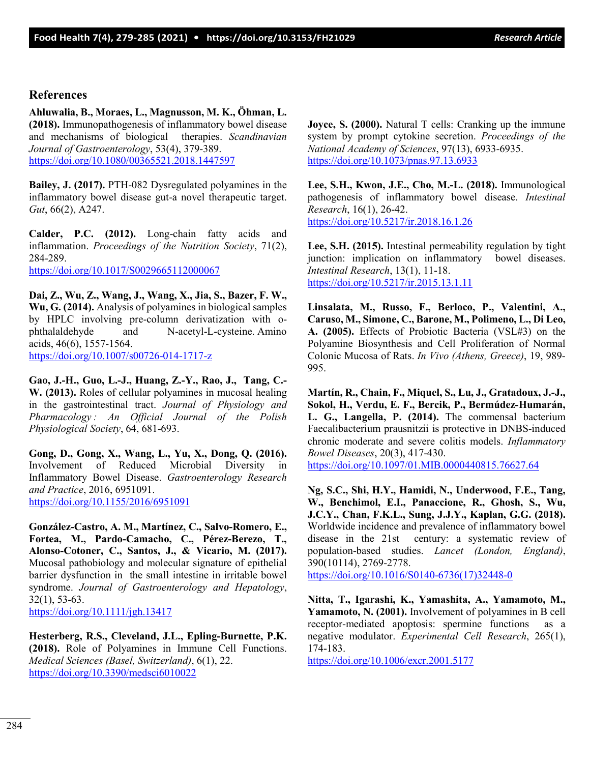## References

**Ahluwalia, B., Moraes, L., Magnusson, M. K., Öhman, L. (2018).** Immunopathogenesis of inflammatory bowel disease and mechanisms of biological therapies. *Scandinavian Journal of Gastroenterology*, 53(4), 379-389. https://doi.org/10.1080/00365521.2018.1447597

**Bailey, J. (2017).** PTH-082 Dysregulated polyamines in the inflammatory bowel disease gut-a novel therapeutic target. *Gut*, 66(2), A247.

**Calder, P.C. (2012).** Long-chain fatty acids and inflammation. *Proceedings of the Nutrition Society*, 71(2), 284-289. https://doi.org/10.1017/S0029665112000067

**Dai, Z., Wu, Z., Wang, J., Wang, X., Jia, S., Bazer, F. W., Wu, G. (2014).** Analysis of polyamines in biological samples by HPLC involving pre-column derivatization with o-phthalaldehyde and N-acetyl-L-cysteine. Amino acids, 46(6), 1557-1564. https://doi.org/10.1007/s00726-014-1717-z

**Gao, J.-H., Guo, L.-J., Huang, Z.-Y., Rao, J., Tang, C.-W. (2013).** Roles of cellular polyamines in mucosal healing in the gastrointestinal tract. *Journal of Physiology and Pharmacology : An Official Journal of the Polish Physiological Society*, 64, 681-693.

**Gong, D., Gong, X., Wang, L., Yu, X., Dong, Q. (2016).** Involvement of Reduced Microbial Diversity in Inflammatory Bowel Disease. *Gastroenterology Research and Practice*, 2016, 6951091. https://doi.org/10.1155/2016/6951091

**González-Castro, A. M., Martínez, C., Salvo-Romero, E., Fortea, M., Pardo-Camacho, C., Pérez-Berezo, T., Alonso-Cotoner, C., Santos, J., & Vicario, M. (2017).** Mucosal pathobiology and molecular signature of epithelial barrier dysfunction in the small intestine in irritable bowel syndrome. *Journal of Gastroenterology and Hepatology*, 32(1), 53-63. https://doi.org/10.1111/jgh.13417

**Hesterberg, R.S., Cleveland, J.L., Epling-Burnette, P.K. (2018).** Role of Polyamines in Immune Cell Functions. *Medical Sciences (Basel, Switzerland)*, 6(1), 22. https://doi.org/10.3390/medsci6010022

**Joyce, S. (2000).** Natural T cells: Cranking up the immune system by prompt cytokine secretion. *Proceedings of the National Academy of Sciences*, 97(13), 6933-6935. https://doi.org/10.1073/pnas.97.13.6933

**Lee, S.H., Kwon, J.E., Cho, M.-L. (2018).** Immunological pathogenesis of inflammatory bowel disease. *Intestinal Research*, 16(1), 26-42. https://doi.org/10.5217/ir.2018.16.1.26

**Lee, S.H. (2015).** Intestinal permeability regulation by tight junction: implication on inflammatory bowel diseases. *Intestinal Research*, 13(1), 11-18. https://doi.org/10.5217/ir.2015.13.1.11

**Linsalata, M., Russo, F., Berloco, P., Valentini, A., Caruso, M., Simone, C., Barone, M., Polimeno, L., Di Leo, A. (2005).** Effects of Probiotic Bacteria (VSL#3) on the Polyamine Biosynthesis and Cell Proliferation of Normal Colonic Mucosa of Rats. *In Vivo (Athens, Greece)*, 19, 989-995.

**Martín, R., Chain, F., Miquel, S., Lu, J., Gratadoux, J.-J., Sokol, H., Verdu, E. F., Bercik, P., Bermúdez-Humarán, L. G., Langella, P. (2014).** The commensal bacterium Faecalibacterium prausnitzii is protective in DNBS-induced chronic moderate and severe colitis models. *Inflammatory Bowel Diseases*, 20(3), 417-430. https://doi.org/10.1097/01.MIB.0000440815.76627.64

**Ng, S.C., Shi, H.Y., Hamidi, N., Underwood, F.E., Tang, W., Benchimol, E.I., Panaccione, R., Ghosh, S., Wu, J.C.Y., Chan, F.K.L., Sung, J.J.Y., Kaplan, G.G. (2018).** Worldwide incidence and prevalence of inflammatory bowel disease in the 21st century: a systematic review of population-based studies. *Lancet (London, England)*, 390(10114), 2769-2778. https://doi.org/10.1016/S0140-6736(17)32448-0

**Nitta, T., Igarashi, K., Yamashita, A., Yamamoto, M., Yamamoto, N. (2001).** Involvement of polyamines in B cell receptor-mediated apoptosis: spermine functions as a negative modulator. *Experimental Cell Research*, 265(1), 174-183. https://doi.org/10.1006/excr.2001.5177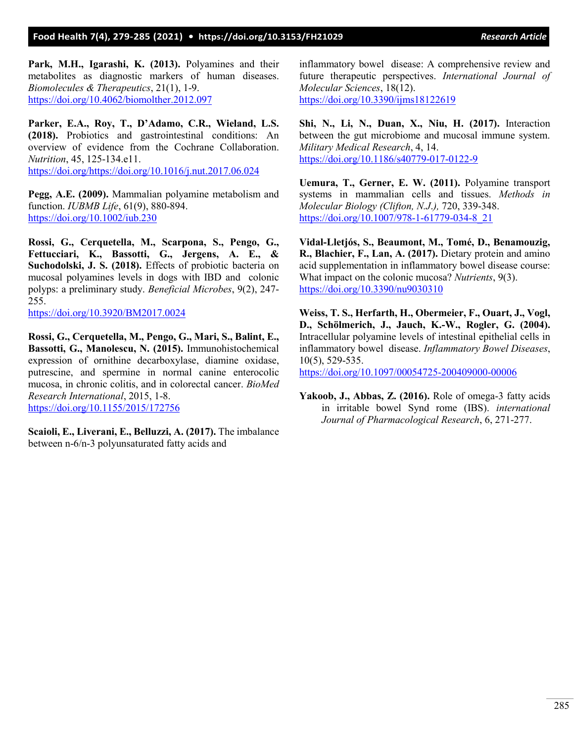**Park, M.H., Igarashi, K. (2013).** Polyamines and their metabolites as diagnostic markers of human diseases. *Biomolecules & Therapeutics*, 21(1), 1-9. https://doi.org/10.4062/biomolther.2012.097

**Parker, E.A., Roy, T., D'Adamo, C.R., Wieland, L.S. (2018).** Probiotics and gastrointestinal conditions: An overview of evidence from the Cochrane Collaboration. *Nutrition*, 45, 125-134.e11. https://doi.org/https://doi.org/10.1016/j.nut.2017.06.024

**Pegg, A.E. (2009).** Mammalian polyamine metabolism and function. *IUBMB Life*, 61(9), 880-894. https://doi.org/10.1002/iub.230

**Rossi, G., Cerquetella, M., Scarpona, S., Pengo, G., Fettucciari, K., Bassotti, G., Jergens, A. E., & Suchodolski, J. S. (2018).** Effects of probiotic bacteria on mucosal polyamines levels in dogs with IBD and colonic polyps: a preliminary study. *Beneficial Microbes*, 9(2), 247-255. https://doi.org/10.3920/BM2017.0024

**Rossi, G., Cerquetella, M., Pengo, G., Mari, S., Balint, E., Bassotti, G., Manolescu, N. (2015).** Immunohistochemical expression of ornithine decarboxylase, diamine oxidase, putrescine, and spermine in normal canine enterocolic mucosa, in chronic colitis, and in colorectal cancer. *BioMed Research International*, 2015, 1-8. https://doi.org/10.1155/2015/172756

**Scaioli, E., Liverani, E., Belluzzi, A. (2017).** The imbalance between n-6/n-3 polyunsaturated fatty acids and inflammatory bowel disease: A comprehensive review and future therapeutic perspectives. *International Journal of Molecular Sciences*, 18(12). https://doi.org/10.3390/ijms18122619

**Shi, N., Li, N., Duan, X., Niu, H. (2017).** Interaction between the gut microbiome and mucosal immune system. *Military Medical Research*, 4, 14. https://doi.org/10.1186/s40779-017-0122-9

**Uemura, T., Gerner, E. W. (2011).** Polyamine transport systems in mammalian cells and tissues. *Methods in Molecular Biology (Clifton, N.J.),* 720, 339-348. https://doi.org/10.1007/978-1-61779-034-8_21

**Vidal-Lletjós, S., Beaumont, M., Tomé, D., Benamouzig, R., Blachier, F., Lan, A. (2017).** Dietary protein and amino acid supplementation in inflammatory bowel disease course: What impact on the colonic mucosa? *Nutrients*, 9(3). https://doi.org/10.3390/nu9030310

**Weiss, T. S., Herfarth, H., Obermeier, F., Ouart, J., Vogl, D., Schölmerich, J., Jauch, K.-W., Rogler, G. (2004).** Intracellular polyamine levels of intestinal epithelial cells in inflammatory bowel disease. *Inflammatory Bowel Diseases*, 10(5), 529-535. https://doi.org/10.1097/00054725-200409000-00006

**Yakoob, J., Abbas, Z. (2016).** Role of omega-3 fatty acids in irritable bowel Synd rome (IBS). *international Journal of Pharmacological Research*, 6, 271-277.